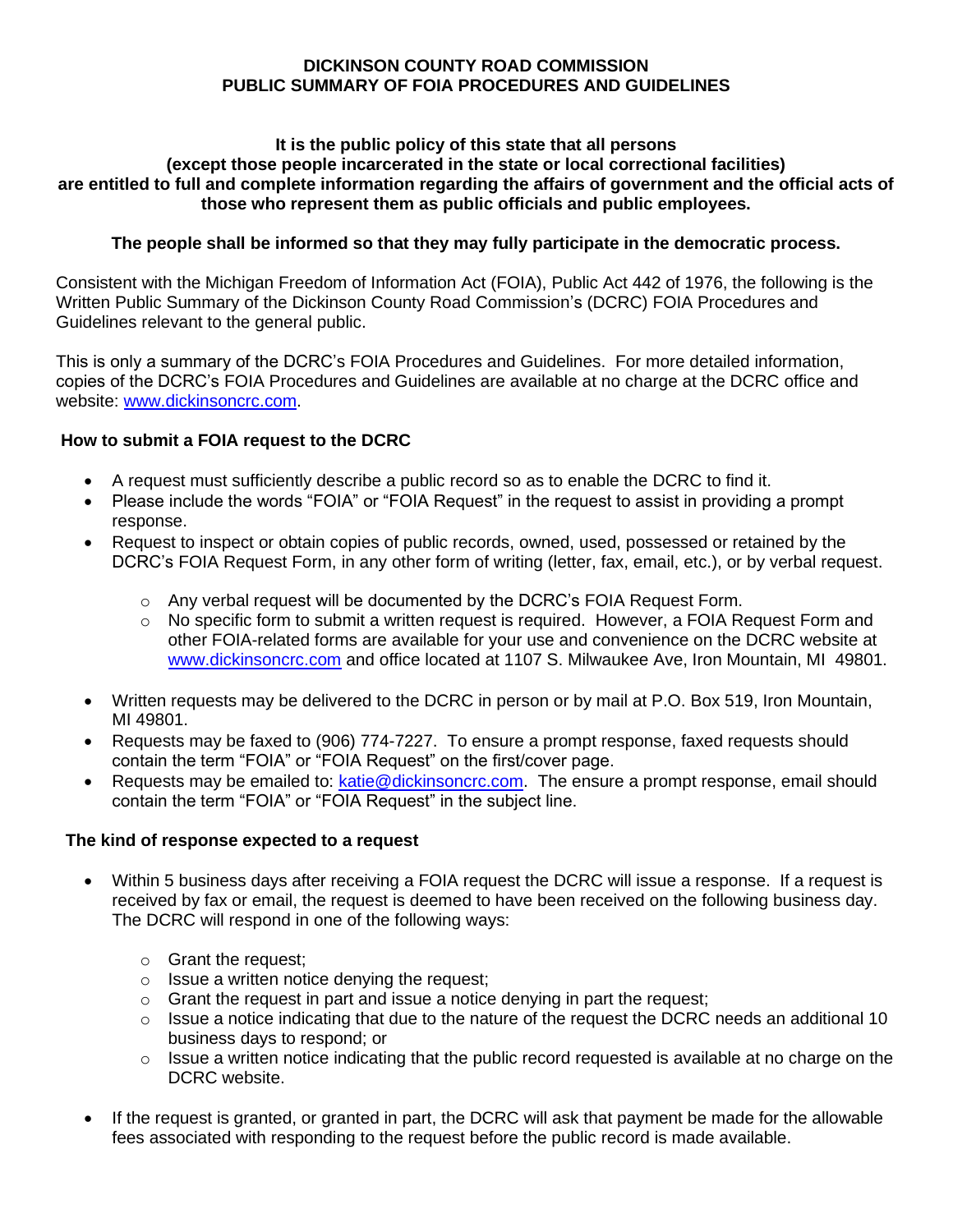# DICKINSON COUNTY ROAD COMMISSION
# PUBLIC SUMMARY OF FOIA PROCEDURES AND GUIDELINES

**It is the public policy of this state that all persons (except those people incarcerated in the state or local correctional facilities) are entitled to full and complete information regarding the affairs of government and the official acts of those who represent them as public officials and public employees.**

**The people shall be informed so that they may fully participate in the democratic process.**

Consistent with the Michigan Freedom of Information Act (FOIA), Public Act 442 of 1976, the following is the Written Public Summary of the Dickinson County Road Commission's (DCRC) FOIA Procedures and Guidelines relevant to the general public.

This is only a summary of the DCRC's FOIA Procedures and Guidelines. For more detailed information, copies of the DCRC's FOIA Procedures and Guidelines are available at no charge at the DCRC office and website: www.dickinsoncrc.com.

## How to submit a FOIA request to the DCRC

- A request must sufficiently describe a public record so as to enable the DCRC to find it.
- Please include the words "FOIA" or "FOIA Request" in the request to assist in providing a prompt response.
- Request to inspect or obtain copies of public records, owned, used, possessed or retained by the DCRC's FOIA Request Form, in any other form of writing (letter, fax, email, etc.), or by verbal request.
  - Any verbal request will be documented by the DCRC's FOIA Request Form.
  - No specific form to submit a written request is required. However, a FOIA Request Form and other FOIA-related forms are available for your use and convenience on the DCRC website at www.dickinsoncrc.com and office located at 1107 S. Milwaukee Ave, Iron Mountain, MI 49801.
- Written requests may be delivered to the DCRC in person or by mail at P.O. Box 519, Iron Mountain, MI 49801.
- Requests may be faxed to (906) 774-7227. To ensure a prompt response, faxed requests should contain the term "FOIA" or "FOIA Request" on the first/cover page.
- Requests may be emailed to: katie@dickinsoncrc.com. The ensure a prompt response, email should contain the term "FOIA" or "FOIA Request" in the subject line.

## The kind of response expected to a request

- Within 5 business days after receiving a FOIA request the DCRC will issue a response. If a request is received by fax or email, the request is deemed to have been received on the following business day. The DCRC will respond in one of the following ways:
  - Grant the request;
  - Issue a written notice denying the request;
  - Grant the request in part and issue a notice denying in part the request;
  - Issue a notice indicating that due to the nature of the request the DCRC needs an additional 10 business days to respond; or
  - Issue a written notice indicating that the public record requested is available at no charge on the DCRC website.
- If the request is granted, or granted in part, the DCRC will ask that payment be made for the allowable fees associated with responding to the request before the public record is made available.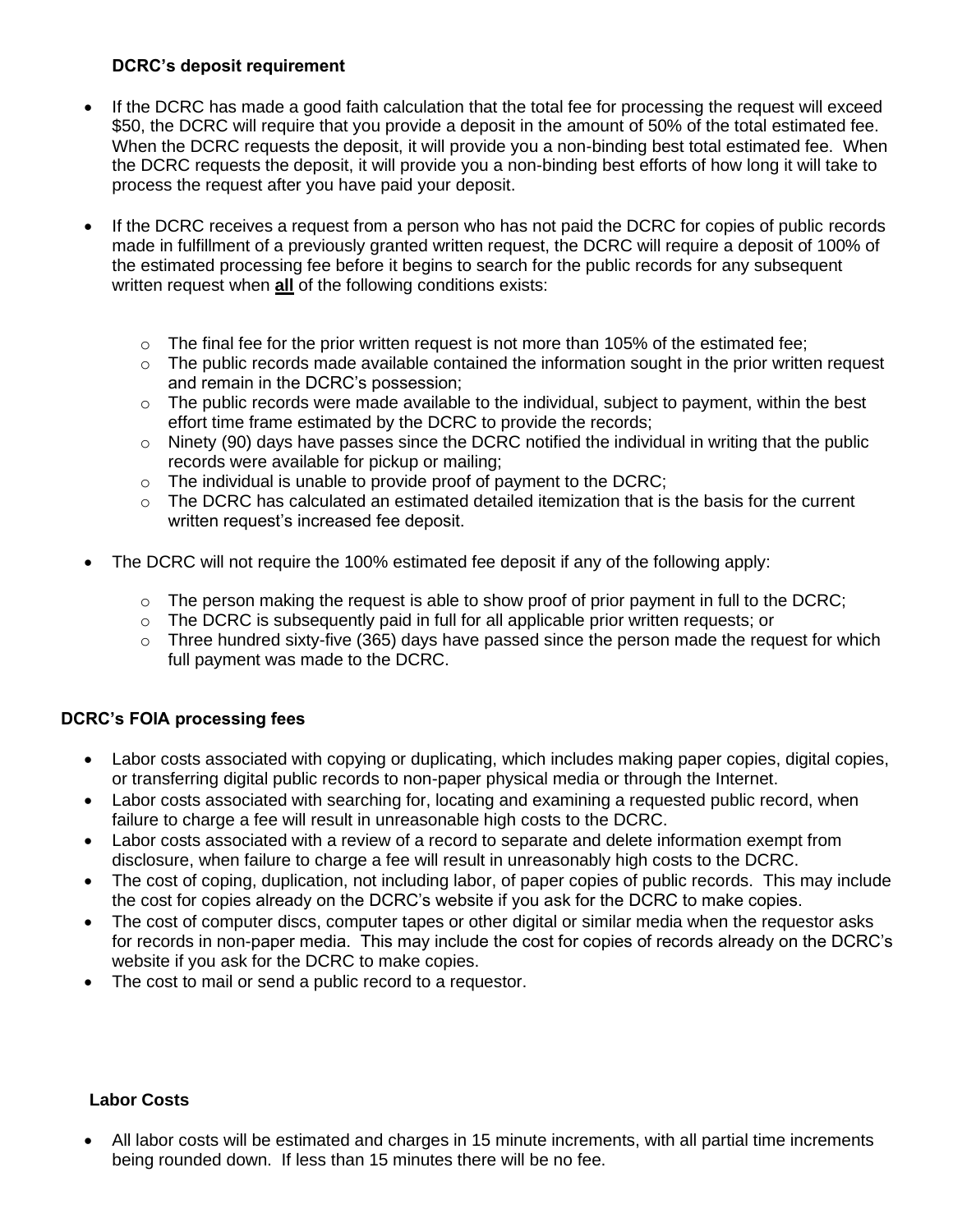### DCRC's deposit requirement

- If the DCRC has made a good faith calculation that the total fee for processing the request will exceed $50, the DCRC will require that you provide a deposit in the amount of 50% of the total estimated fee. When the DCRC requests the deposit, it will provide you a non-binding best total estimated fee. When the DCRC requests the deposit, it will provide you a non-binding best efforts of how long it will take to process the request after you have paid your deposit.
- If the DCRC receives a request from a person who has not paid the DCRC for copies of public records made in fulfillment of a previously granted written request, the DCRC will require a deposit of 100% of the estimated processing fee before it begins to search for the public records for any subsequent written request when **all** of the following conditions exists:
  - The final fee for the prior written request is not more than 105% of the estimated fee;
  - The public records made available contained the information sought in the prior written request and remain in the DCRC's possession;
  - The public records were made available to the individual, subject to payment, within the best effort time frame estimated by the DCRC to provide the records;
  - Ninety (90) days have passes since the DCRC notified the individual in writing that the public records were available for pickup or mailing;
  - The individual is unable to provide proof of payment to the DCRC;
  - The DCRC has calculated an estimated detailed itemization that is the basis for the current written request's increased fee deposit.
- The DCRC will not require the 100% estimated fee deposit if any of the following apply:
  - The person making the request is able to show proof of prior payment in full to the DCRC;
  - The DCRC is subsequently paid in full for all applicable prior written requests; or
  - Three hundred sixty-five (365) days have passed since the person made the request for which full payment was made to the DCRC.

### DCRC's FOIA processing fees

- Labor costs associated with copying or duplicating, which includes making paper copies, digital copies, or transferring digital public records to non-paper physical media or through the Internet.
- Labor costs associated with searching for, locating and examining a requested public record, when failure to charge a fee will result in unreasonable high costs to the DCRC.
- Labor costs associated with a review of a record to separate and delete information exempt from disclosure, when failure to charge a fee will result in unreasonably high costs to the DCRC.
- The cost of coping, duplication, not including labor, of paper copies of public records. This may include the cost for copies already on the DCRC's website if you ask for the DCRC to make copies.
- The cost of computer discs, computer tapes or other digital or similar media when the requestor asks for records in non-paper media. This may include the cost for copies of records already on the DCRC's website if you ask for the DCRC to make copies.
- The cost to mail or send a public record to a requestor.

### Labor Costs

- All labor costs will be estimated and charges in 15 minute increments, with all partial time increments being rounded down. If less than 15 minutes there will be no fee.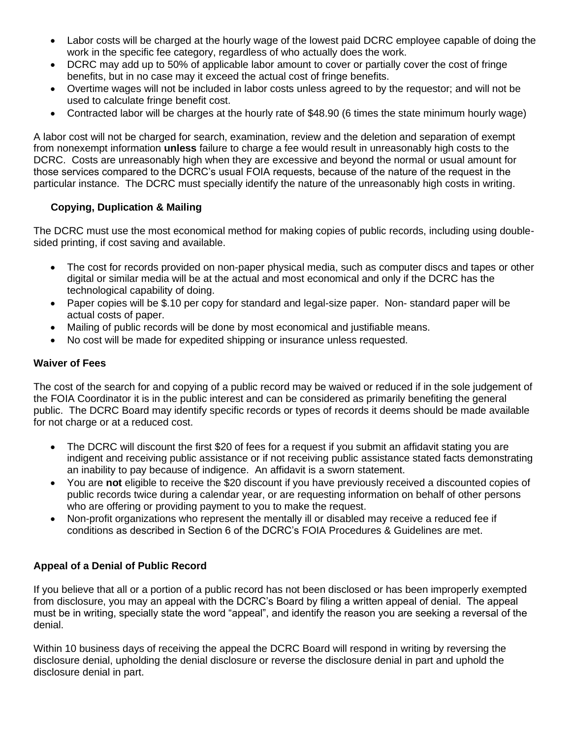- Labor costs will be charged at the hourly wage of the lowest paid DCRC employee capable of doing the work in the specific fee category, regardless of who actually does the work.
- DCRC may add up to 50% of applicable labor amount to cover or partially cover the cost of fringe benefits, but in no case may it exceed the actual cost of fringe benefits.
- Overtime wages will not be included in labor costs unless agreed to by the requestor; and will not be used to calculate fringe benefit cost.
- Contracted labor will be charges at the hourly rate of $48.90 (6 times the state minimum hourly wage)

A labor cost will not be charged for search, examination, review and the deletion and separation of exempt from nonexempt information **unless** failure to charge a fee would result in unreasonably high costs to the DCRC. Costs are unreasonably high when they are excessive and beyond the normal or usual amount for those services compared to the DCRC's usual FOIA requests, because of the nature of the request in the particular instance. The DCRC must specially identify the nature of the unreasonably high costs in writing.

**Copying, Duplication & Mailing**

The DCRC must use the most economical method for making copies of public records, including using double-sided printing, if cost saving and available.

- The cost for records provided on non-paper physical media, such as computer discs and tapes or other digital or similar media will be at the actual and most economical and only if the DCRC has the technological capability of doing.
- Paper copies will be $.10 per copy for standard and legal-size paper. Non- standard paper will be actual costs of paper.
- Mailing of public records will be done by most economical and justifiable means.
- No cost will be made for expedited shipping or insurance unless requested.

**Waiver of Fees**

The cost of the search for and copying of a public record may be waived or reduced if in the sole judgement of the FOIA Coordinator it is in the public interest and can be considered as primarily benefiting the general public. The DCRC Board may identify specific records or types of records it deems should be made available for not charge or at a reduced cost.

- The DCRC will discount the first $20 of fees for a request if you submit an affidavit stating you are indigent and receiving public assistance or if not receiving public assistance stated facts demonstrating an inability to pay because of indigence. An affidavit is a sworn statement.
- You are **not** eligible to receive the $20 discount if you have previously received a discounted copies of public records twice during a calendar year, or are requesting information on behalf of other persons who are offering or providing payment to you to make the request.
- Non-profit organizations who represent the mentally ill or disabled may receive a reduced fee if conditions as described in Section 6 of the DCRC's FOIA Procedures & Guidelines are met.

**Appeal of a Denial of Public Record**

If you believe that all or a portion of a public record has not been disclosed or has been improperly exempted from disclosure, you may an appeal with the DCRC's Board by filing a written appeal of denial. The appeal must be in writing, specially state the word "appeal", and identify the reason you are seeking a reversal of the denial.

Within 10 business days of receiving the appeal the DCRC Board will respond in writing by reversing the disclosure denial, upholding the denial disclosure or reverse the disclosure denial in part and uphold the disclosure denial in part.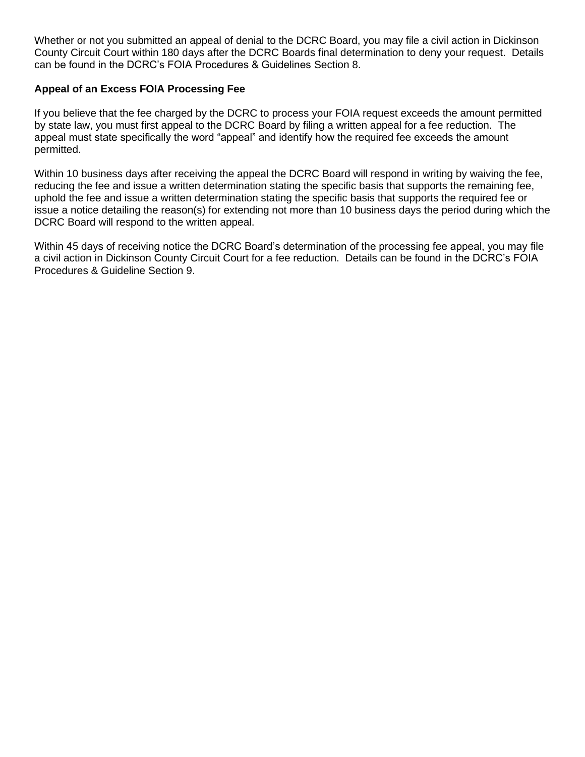Whether or not you submitted an appeal of denial to the DCRC Board, you may file a civil action in Dickinson County Circuit Court within 180 days after the DCRC Boards final determination to deny your request. Details can be found in the DCRC's FOIA Procedures & Guidelines Section 8.

**Appeal of an Excess FOIA Processing Fee**

If you believe that the fee charged by the DCRC to process your FOIA request exceeds the amount permitted by state law, you must first appeal to the DCRC Board by filing a written appeal for a fee reduction. The appeal must state specifically the word "appeal" and identify how the required fee exceeds the amount permitted.

Within 10 business days after receiving the appeal the DCRC Board will respond in writing by waiving the fee, reducing the fee and issue a written determination stating the specific basis that supports the remaining fee, uphold the fee and issue a written determination stating the specific basis that supports the required fee or issue a notice detailing the reason(s) for extending not more than 10 business days the period during which the DCRC Board will respond to the written appeal.

Within 45 days of receiving notice the DCRC Board's determination of the processing fee appeal, you may file a civil action in Dickinson County Circuit Court for a fee reduction. Details can be found in the DCRC's FOIA Procedures & Guideline Section 9.